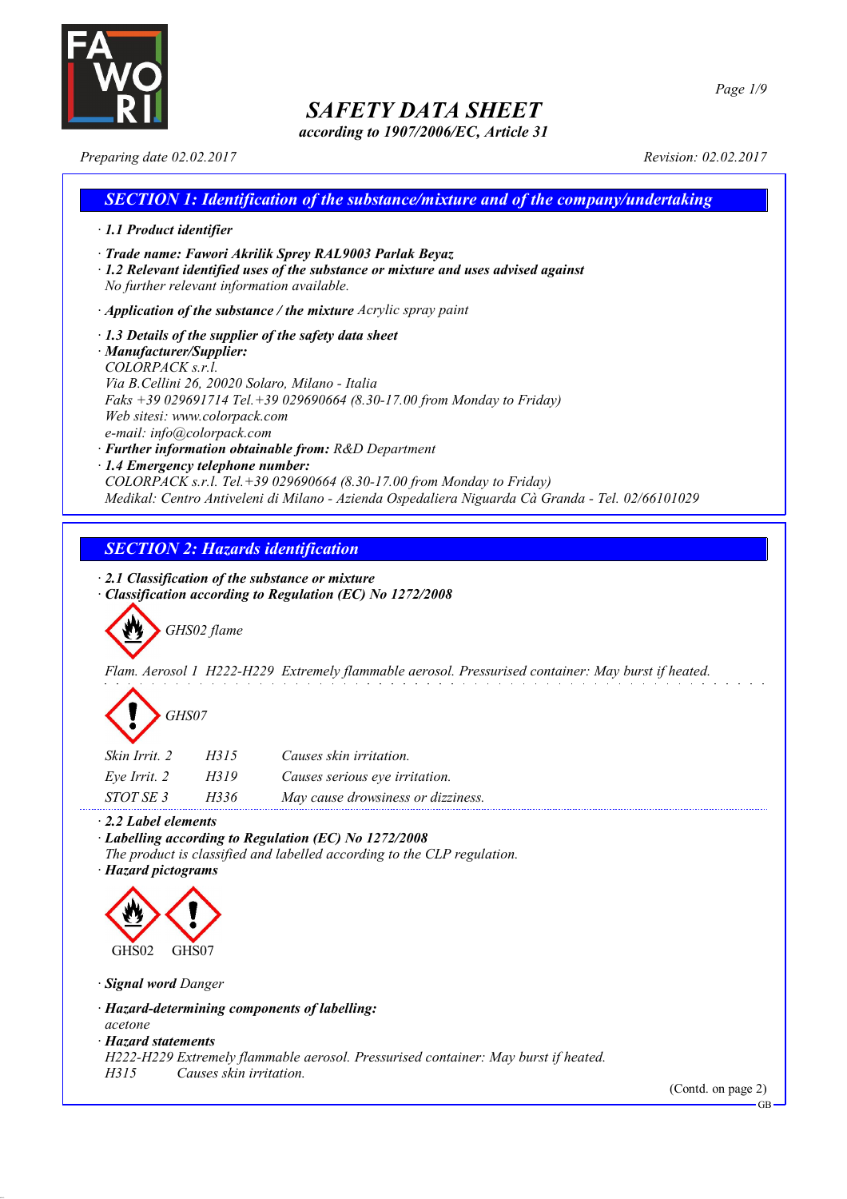# SAFETY DATA SHEET

*according to 1907/2006/EC, Article 31*

*Preparing date 02.02.2017* *Revision: 02.02.2017*

## SECTION 1: Identification of the substance/mixture and of the company/undertaking

· **1.1 Product identifier**

· **Trade name: Fawori Akrilik Sprey RAL9003 Parlak Beyaz**
· **1.2 Relevant identified uses of the substance or mixture and uses advised against**
No further relevant information available.

· **Application of the substance / the mixture** Acrylic spray paint

· **1.3 Details of the supplier of the safety data sheet**
· **Manufacturer/Supplier:**
COLORPACK s.r.l.
Via B.Cellini 26, 20020 Solaro, Milano - Italia
Faks +39 029691714 Tel.+39 029690664 (8.30-17.00 from Monday to Friday)
Web sitesi: www.colorpack.com
e-mail: info@colorpack.com
· **Further information obtainable from:** R&D Department
· **1.4 Emergency telephone number:**
COLORPACK s.r.l. Tel.+39 029690664 (8.30-17.00 from Monday to Friday)
Medikal: Centro Antiveleni di Milano - Azienda Ospedaliera Niguarda Cà Granda - Tel. 02/66101029

## SECTION 2: Hazards identification

· **2.1 Classification of the substance or mixture**
· **Classification according to Regulation (EC) No 1272/2008**

GHS02 flame

Flam. Aerosol 1 H222-H229 Extremely flammable aerosol. Pressurised container: May burst if heated.

GHS07

| | | |
|---|---|---|
| Skin Irrit. 2 | H315 | Causes skin irritation. |
| Eye Irrit. 2 | H319 | Causes serious eye irritation. |
| STOT SE 3 | H336 | May cause drowsiness or dizziness. |

· **2.2 Label elements**
· **Labelling according to Regulation (EC) No 1272/2008**
The product is classified and labelled according to the CLP regulation.
· **Hazard pictograms**

GHS02 GHS07

· **Signal word** Danger

· **Hazard-determining components of labelling:**
acetone
· **Hazard statements**
H222-H229 Extremely flammable aerosol. Pressurised container: May burst if heated.
H315 Causes skin irritation.

(Contd. on page 2)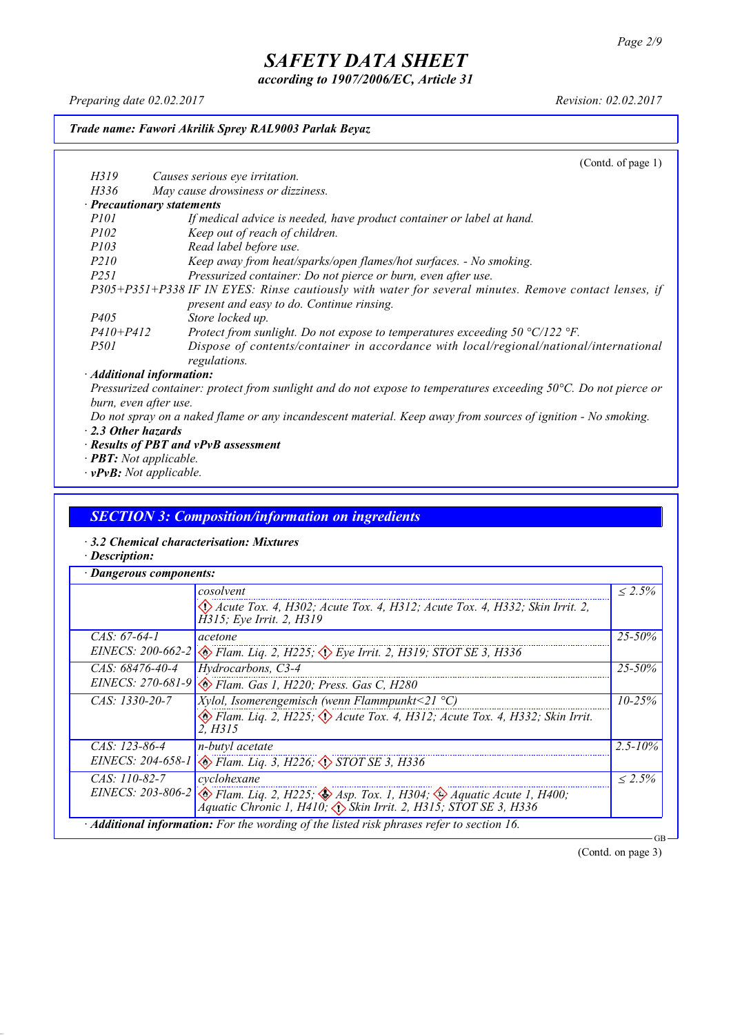# SAFETY DATA SHEET

*according to 1907/2006/EC, Article 31*

Preparing date 02.02.2017 | Revision: 02.02.2017

**Trade name: Fawori Akrilik Sprey RAL9003 Parlak Beyaz**

(Contd. of page 1)

H319 Causes serious eye irritation.
H336 May cause drowsiness or dizziness.

· **Precautionary statements**

P101 If medical advice is needed, have product container or label at hand.
P102 Keep out of reach of children.
P103 Read label before use.
P210 Keep away from heat/sparks/open flames/hot surfaces. - No smoking.
P251 Pressurized container: Do not pierce or burn, even after use.
P305+P351+P338 IF IN EYES: Rinse cautiously with water for several minutes. Remove contact lenses, if present and easy to do. Continue rinsing.
P405 Store locked up.
P410+P412 Protect from sunlight. Do not expose to temperatures exceeding 50 °C/122 °F.
P501 Dispose of contents/container in accordance with local/regional/national/international regulations.

· **Additional information:**

Pressurized container: protect from sunlight and do not expose to temperatures exceeding 50°C. Do not pierce or burn, even after use.

Do not spray on a naked flame or any incandescent material. Keep away from sources of ignition - No smoking.

· **2.3 Other hazards**

· **Results of PBT and vPvB assessment**

· **PBT:** Not applicable.

· **vPvB:** Not applicable.

## SECTION 3: Composition/information on ingredients

· **3.2 Chemical characterisation: Mixtures**

· **Description:**

· **Dangerous components:**

| | | |
|---|---|---|
| | cosolvent<br>Acute Tox. 4, H302; Acute Tox. 4, H312; Acute Tox. 4, H332; Skin Irrit. 2, H315; Eye Irrit. 2, H319 | ≤ 2.5% |
| CAS: 67-64-1<br>EINECS: 200-662-2 | acetone<br>Flam. Liq. 2, H225; Eye Irrit. 2, H319; STOT SE 3, H336 | 25-50% |
| CAS: 68476-40-4<br>EINECS: 270-681-9 | Hydrocarbons, C3-4<br>Flam. Gas 1, H220; Press. Gas C, H280 | 25-50% |
| CAS: 1330-20-7 | Xylol, Isomerengemisch (wenn Flammpunkt<21 °C)<br>Flam. Liq. 2, H225; Acute Tox. 4, H312; Acute Tox. 4, H332; Skin Irrit. 2, H315 | 10-25% |
| CAS: 123-86-4<br>EINECS: 204-658-1 | n-butyl acetate<br>Flam. Liq. 3, H226; STOT SE 3, H336 | 2.5-10% |
| CAS: 110-82-7<br>EINECS: 203-806-2 | cyclohexane<br>Flam. Liq. 2, H225; Asp. Tox. 1, H304; Aquatic Acute 1, H400; Aquatic Chronic 1, H410; Skin Irrit. 2, H315; STOT SE 3, H336 | ≤ 2.5% |

· **Additional information:** For the wording of the listed risk phrases refer to section 16.

(Contd. on page 3)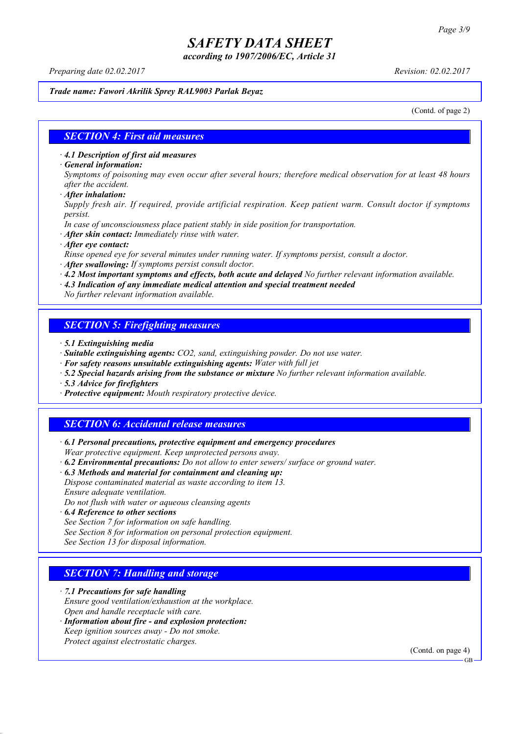*Trade name: Fawori Akrilik Sprey RAL9003 Parlak Beyaz*

(Contd. of page 2)

## SECTION 4: First aid measures

· ***4.1 Description of first aid measures***

· ***General information:***

*Symptoms of poisoning may even occur after several hours; therefore medical observation for at least 48 hours after the accident.*

· ***After inhalation:***

*Supply fresh air. If required, provide artificial respiration. Keep patient warm. Consult doctor if symptoms persist.*

*In case of unconsciousness place patient stably in side position for transportation.*

· ***After skin contact:*** *Immediately rinse with water.*

· ***After eye contact:***

*Rinse opened eye for several minutes under running water. If symptoms persist, consult a doctor.*

· ***After swallowing:*** *If symptoms persist consult doctor.*

· ***4.2 Most important symptoms and effects, both acute and delayed*** *No further relevant information available.*

· ***4.3 Indication of any immediate medical attention and special treatment needed***

*No further relevant information available.*

## SECTION 5: Firefighting measures

· ***5.1 Extinguishing media***

· ***Suitable extinguishing agents:*** *$CO_2$, sand, extinguishing powder. Do not use water.*

· ***For safety reasons unsuitable extinguishing agents:*** *Water with full jet*

· ***5.2 Special hazards arising from the substance or mixture*** *No further relevant information available.*

· ***5.3 Advice for firefighters***

· ***Protective equipment:*** *Mouth respiratory protective device.*

## SECTION 6: Accidental release measures

· ***6.1 Personal precautions, protective equipment and emergency procedures***

*Wear protective equipment. Keep unprotected persons away.*

· ***6.2 Environmental precautions:*** *Do not allow to enter sewers/ surface or ground water.*

· ***6.3 Methods and material for containment and cleaning up:***

*Dispose contaminated material as waste according to item 13.*

*Ensure adequate ventilation.*

*Do not flush with water or aqueous cleansing agents*

· ***6.4 Reference to other sections***

*See Section 7 for information on safe handling.*

*See Section 8 for information on personal protection equipment.*

*See Section 13 for disposal information.*

## SECTION 7: Handling and storage

· ***7.1 Precautions for safe handling***

*Ensure good ventilation/exhaustion at the workplace.*

*Open and handle receptacle with care.*

· ***Information about fire - and explosion protection:***

*Keep ignition sources away - Do not smoke.*

*Protect against electrostatic charges.*

(Contd. on page 4)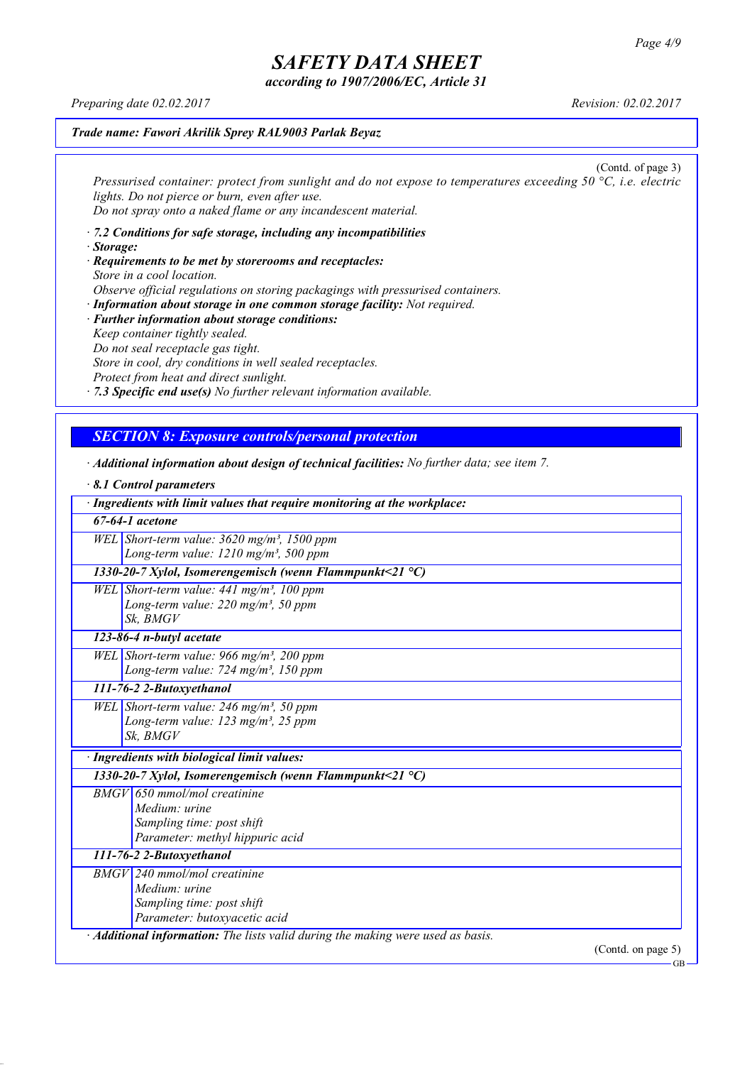(Contd. of page 3)

*Pressurised container: protect from sunlight and do not expose to temperatures exceeding 50 °C, i.e. electric lights. Do not pierce or burn, even after use.*
*Do not spray onto a naked flame or any incandescent material.*

· ***7.2 Conditions for safe storage, including any incompatibilities***
· ***Storage:***
· ***Requirements to be met by storerooms and receptacles:***
*Store in a cool location.*
*Observe official regulations on storing packagings with pressurised containers.*
· ***Information about storage in one common storage facility:*** *Not required.*
· ***Further information about storage conditions:***
*Keep container tightly sealed.*
*Do not seal receptacle gas tight.*
*Store in cool, dry conditions in well sealed receptacles.*
*Protect from heat and direct sunlight.*
· ***7.3 Specific end use(s)*** *No further relevant information available.*

## *SECTION 8: Exposure controls/personal protection*

· ***Additional information about design of technical facilities:*** *No further data; see item 7.*

· ***8.1 Control parameters***

| · **Ingredients with limit values that require monitoring at the workplace:** | |
|---|---|
| **67-64-1 acetone** | |
| WEL | Short-term value: 3620 mg/m³, 1500 ppm<br>Long-term value: 1210 mg/m³, 500 ppm |
| **1330-20-7 Xylol, Isomerengemisch (wenn Flammpunkt<21 °C)** | |
| WEL | Short-term value: 441 mg/m³, 100 ppm<br>Long-term value: 220 mg/m³, 50 ppm<br>Sk, BMGV |
| **123-86-4 n-butyl acetate** | |
| WEL | Short-term value: 966 mg/m³, 200 ppm<br>Long-term value: 724 mg/m³, 150 ppm |
| **111-76-2 2-Butoxyethanol** | |
| WEL | Short-term value: 246 mg/m³, 50 ppm<br>Long-term value: 123 mg/m³, 25 ppm<br>Sk, BMGV |

| · **Ingredients with biological limit values:** | |
|---|---|
| **1330-20-7 Xylol, Isomerengemisch (wenn Flammpunkt<21 °C)** | |
| BMGV | 650 mmol/mol creatinine<br>Medium: urine<br>Sampling time: post shift<br>Parameter: methyl hippuric acid |
| **111-76-2 2-Butoxyethanol** | |
| BMGV | 240 mmol/mol creatinine<br>Medium: urine<br>Sampling time: post shift<br>Parameter: butoxyacetic acid |

· ***Additional information:*** *The lists valid during the making were used as basis.*

(Contd. on page 5)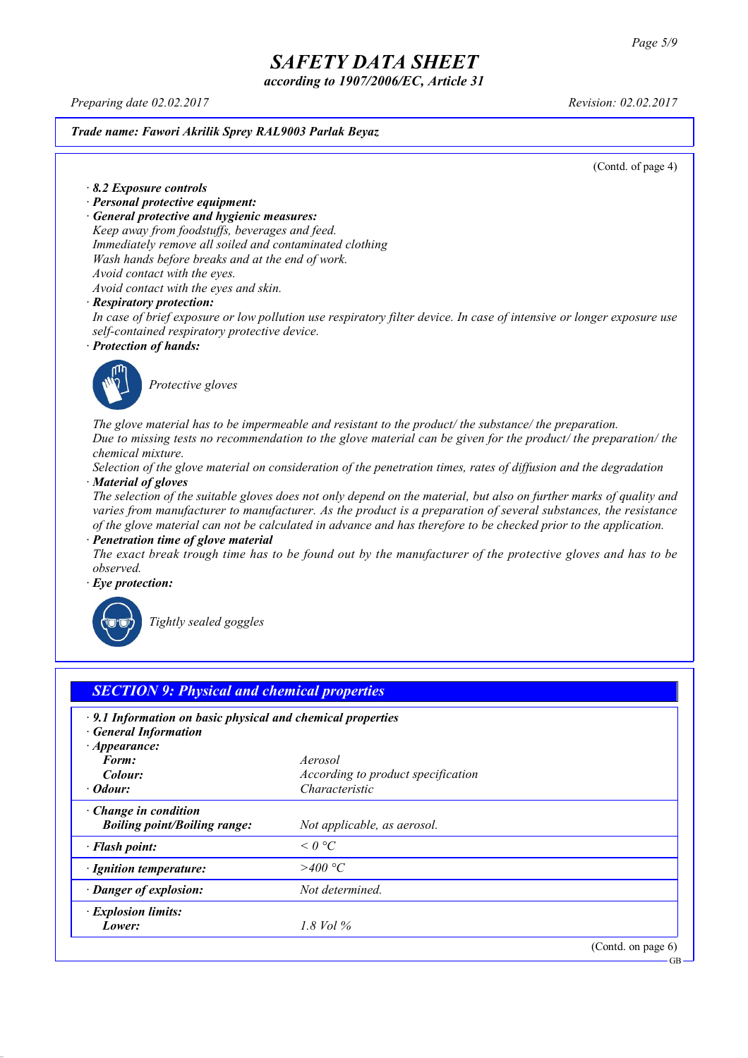(Contd. of page 4)

· **8.2 Exposure controls**
· **Personal protective equipment:**
· **General protective and hygienic measures:**
*Keep away from foodstuffs, beverages and feed.*
*Immediately remove all soiled and contaminated clothing*
*Wash hands before breaks and at the end of work.*
*Avoid contact with the eyes.*
*Avoid contact with the eyes and skin.*
· **Respiratory protection:**
*In case of brief exposure or low pollution use respiratory filter device. In case of intensive or longer exposure use self-contained respiratory protective device.*
· **Protection of hands:**

*Protective gloves*

*The glove material has to be impermeable and resistant to the product/ the substance/ the preparation.*
*Due to missing tests no recommendation to the glove material can be given for the product/ the preparation/ the chemical mixture.*
*Selection of the glove material on consideration of the penetration times, rates of diffusion and the degradation*
· **Material of gloves**
*The selection of the suitable gloves does not only depend on the material, but also on further marks of quality and varies from manufacturer to manufacturer. As the product is a preparation of several substances, the resistance of the glove material can not be calculated in advance and has therefore to be checked prior to the application.*
· **Penetration time of glove material**
*The exact break trough time has to be found out by the manufacturer of the protective gloves and has to be observed.*
· **Eye protection:**

*Tightly sealed goggles*

## SECTION 9: Physical and chemical properties

| · **9.1 Information on basic physical and chemical properties** | |
|---|---|
| · **General Information** | |
| · **Appearance:** | |
| **Form:** | *Aerosol* |
| **Colour:** | *According to product specification* |
| · **Odour:** | *Characteristic* |
| · **Change in condition** | |
| **Boiling point/Boiling range:** | *Not applicable, as aerosol.* |
| · **Flash point:** | *< 0 °C* |
| · **Ignition temperature:** | *>400 °C* |
| · **Danger of explosion:** | *Not determined.* |
| · **Explosion limits:** | |
| **Lower:** | *1.8 Vol %* |

(Contd. on page 6)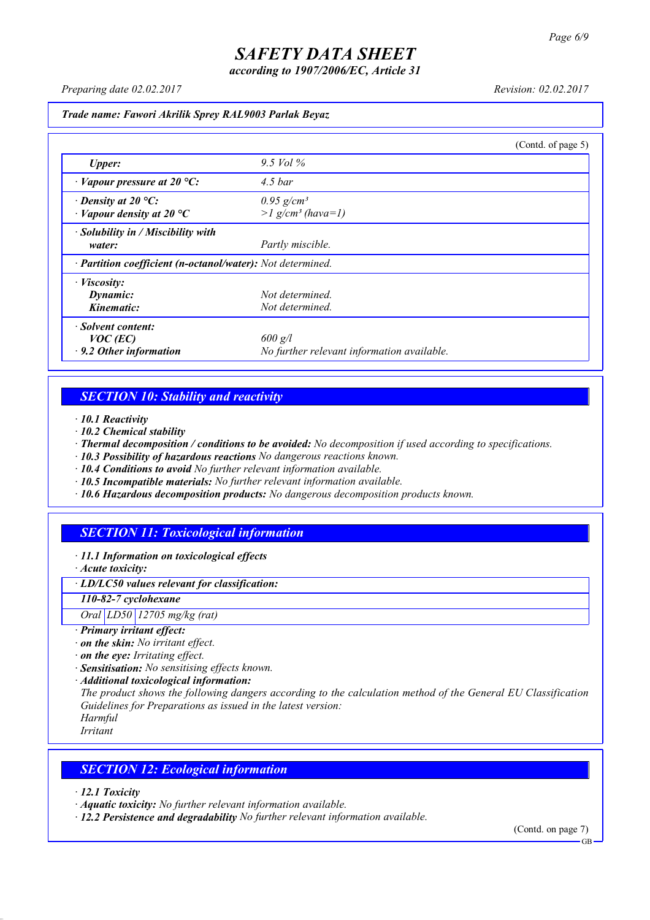# SAFETY DATA SHEET

*according to 1907/2006/EC, Article 31*

*Preparing date 02.02.2017* *Revision: 02.02.2017*

***Trade name: Fawori Akrilik Sprey RAL9003 Parlak Beyaz***

(Contd. of page 5)

| | |
|---|---|
| ***Upper:*** | *9.5 Vol %* |
| ***· Vapour pressure at 20 °C:*** | *4.5 bar* |
| ***· Density at 20 °C:*** | *0.95 g/cm³* |
| ***· Vapour density at 20 °C*** | *>1 g/cm³ (hava=1)* |
| ***· Solubility in / Miscibility with water:*** | *Partly miscible.* |
| ***· Partition coefficient (n-octanol/water):*** | *Not determined.* |
| ***· Viscosity:*** | |
| ***Dynamic:*** | *Not determined.* |
| ***Kinematic:*** | *Not determined.* |
| ***· Solvent content:*** | |
| ***VOC (EC)*** | *600 g/l* |
| ***· 9.2 Other information*** | *No further relevant information available.* |

## *SECTION 10: Stability and reactivity*

- ***10.1 Reactivity***
- ***10.2 Chemical stability***
- ***Thermal decomposition / conditions to be avoided:*** *No decomposition if used according to specifications.*
- ***10.3 Possibility of hazardous reactions*** *No dangerous reactions known.*
- ***10.4 Conditions to avoid*** *No further relevant information available.*
- ***10.5 Incompatible materials:*** *No further relevant information available.*
- ***10.6 Hazardous decomposition products:*** *No dangerous decomposition products known.*

## *SECTION 11: Toxicological information*

- ***11.1 Information on toxicological effects***
- ***Acute toxicity:***

| ***· LD/LC50 values relevant for classification:*** | | |
|---|---|---|
| ***110-82-7 cyclohexane*** | | |
| *Oral* | *LD50* | *12705 mg/kg (rat)* |

- ***Primary irritant effect:***
- ***on the skin:*** *No irritant effect.*
- ***on the eye:*** *Irritating effect.*
- ***Sensitisation:*** *No sensitising effects known.*
- ***Additional toxicological information:***

*The product shows the following dangers according to the calculation method of the General EU Classification Guidelines for Preparations as issued in the latest version:*
*Harmful*
*Irritant*

## *SECTION 12: Ecological information*

- ***12.1 Toxicity***
- ***Aquatic toxicity:*** *No further relevant information available.*
- ***12.2 Persistence and degradability*** *No further relevant information available.*

(Contd. on page 7)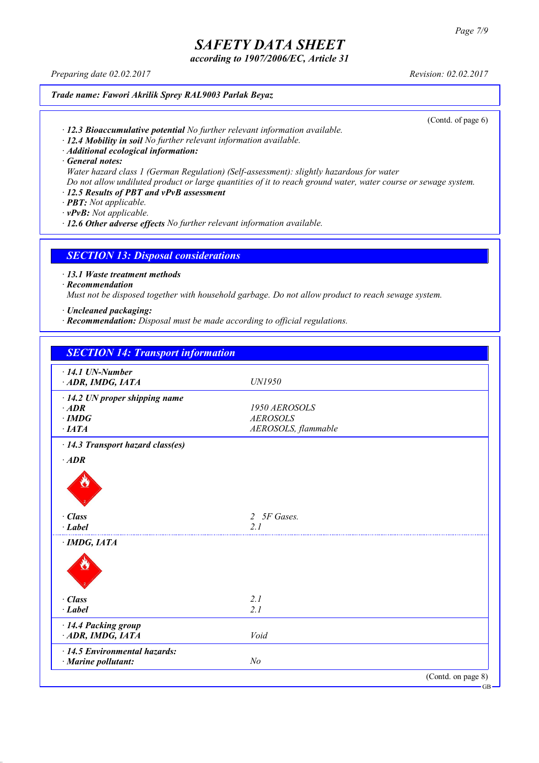Trade name: Fawori Akrilik Sprey RAL9003 Parlak Beyaz

(Contd. of page 6)

· **12.3 Bioaccumulative potential** No further relevant information available.
· **12.4 Mobility in soil** No further relevant information available.
· **Additional ecological information:**
· **General notes:**
Water hazard class 1 (German Regulation) (Self-assessment): slightly hazardous for water
Do not allow undiluted product or large quantities of it to reach ground water, water course or sewage system.
· **12.5 Results of PBT and vPvB assessment**
· **PBT:** Not applicable.
· **vPvB:** Not applicable.
· **12.6 Other adverse effects** No further relevant information available.

## SECTION 13: Disposal considerations

· **13.1 Waste treatment methods**
· **Recommendation**
Must not be disposed together with household garbage. Do not allow product to reach sewage system.

· **Uncleaned packaging:**
· **Recommendation:** Disposal must be made according to official regulations.

## SECTION 14: Transport information

| | |
|---|---|
| · **14.1 UN-Number** | |
| · **ADR, IMDG, IATA** | UN1950 |
| · **14.2 UN proper shipping name** | |
| · **ADR** | 1950 AEROSOLS |
| · **IMDG** | AEROSOLS |
| · **IATA** | AEROSOLS, flammable |
| · **14.3 Transport hazard class(es)** | |
| · **ADR** | |
| · **Class** | 2 5F Gases. |
| · **Label** | 2.1 |
| · **IMDG, IATA** | |
| · **Class** | 2.1 |
| · **Label** | 2.1 |
| · **14.4 Packing group** | |
| · **ADR, IMDG, IATA** | Void |
| · **14.5 Environmental hazards:** | |
| · **Marine pollutant:** | No |

(Contd. on page 8)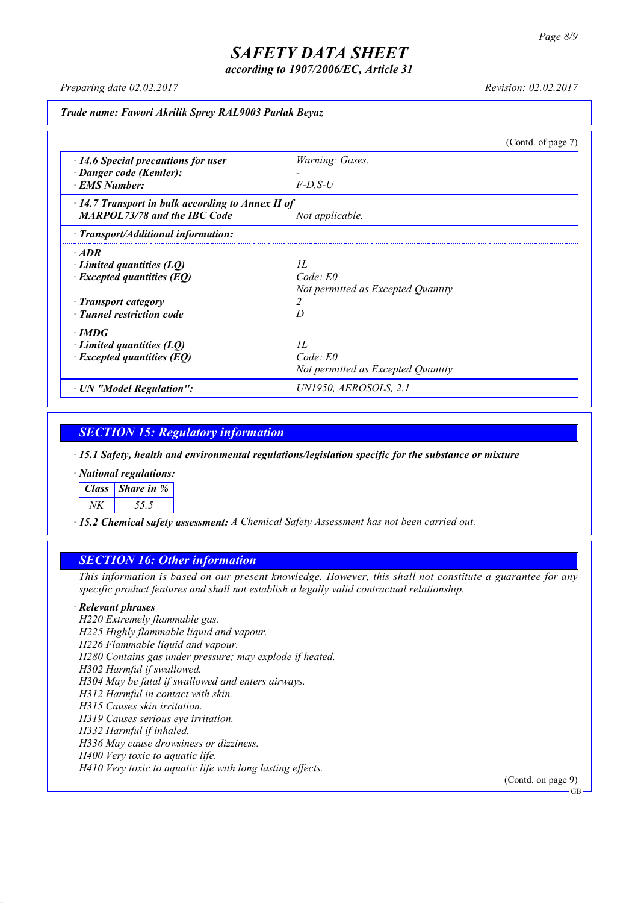**Trade name: Fawori Akrilik Sprey RAL9003 Parlak Beyaz**

(Contd. of page 7)

| | |
|---|---|
| · **14.6 Special precautions for user** | *Warning: Gases.* |
| · **Danger code (Kemler):** | - |
| · **EMS Number:** | *F-D,S-U* |
| · **14.7 Transport in bulk according to Annex II of MARPOL73/78 and the IBC Code** | *Not applicable.* |

· **Transport/Additional information:**

| | |
|---|---|
| · **ADR** | |
| · **Limited quantities (LQ)** | *1L* |
| · **Excepted quantities (EQ)** | *Code: E0*<br>*Not permitted as Excepted Quantity* |
| · **Transport category** | *2* |
| · **Tunnel restriction code** | *D* |
| · **IMDG** | |
| · **Limited quantities (LQ)** | *1L* |
| · **Excepted quantities (EQ)** | *Code: E0*<br>*Not permitted as Excepted Quantity* |
| · **UN "Model Regulation":** | *UN1950, AEROSOLS, 2.1* |

## SECTION 15: Regulatory information

· **15.1 Safety, health and environmental regulations/legislation specific for the substance or mixture**

· **National regulations:**

| Class | Share in % |
|---|---|
| NK | 55.5 |

· **15.2 Chemical safety assessment:** *A Chemical Safety Assessment has not been carried out.*

## SECTION 16: Other information

*This information is based on our present knowledge. However, this shall not constitute a guarantee for any specific product features and shall not establish a legally valid contractual relationship.*

· **Relevant phrases**

*H220 Extremely flammable gas.*
*H225 Highly flammable liquid and vapour.*
*H226 Flammable liquid and vapour.*
*H280 Contains gas under pressure; may explode if heated.*
*H302 Harmful if swallowed.*
*H304 May be fatal if swallowed and enters airways.*
*H312 Harmful in contact with skin.*
*H315 Causes skin irritation.*
*H319 Causes serious eye irritation.*
*H332 Harmful if inhaled.*
*H336 May cause drowsiness or dizziness.*
*H400 Very toxic to aquatic life.*
*H410 Very toxic to aquatic life with long lasting effects.*

(Contd. on page 9)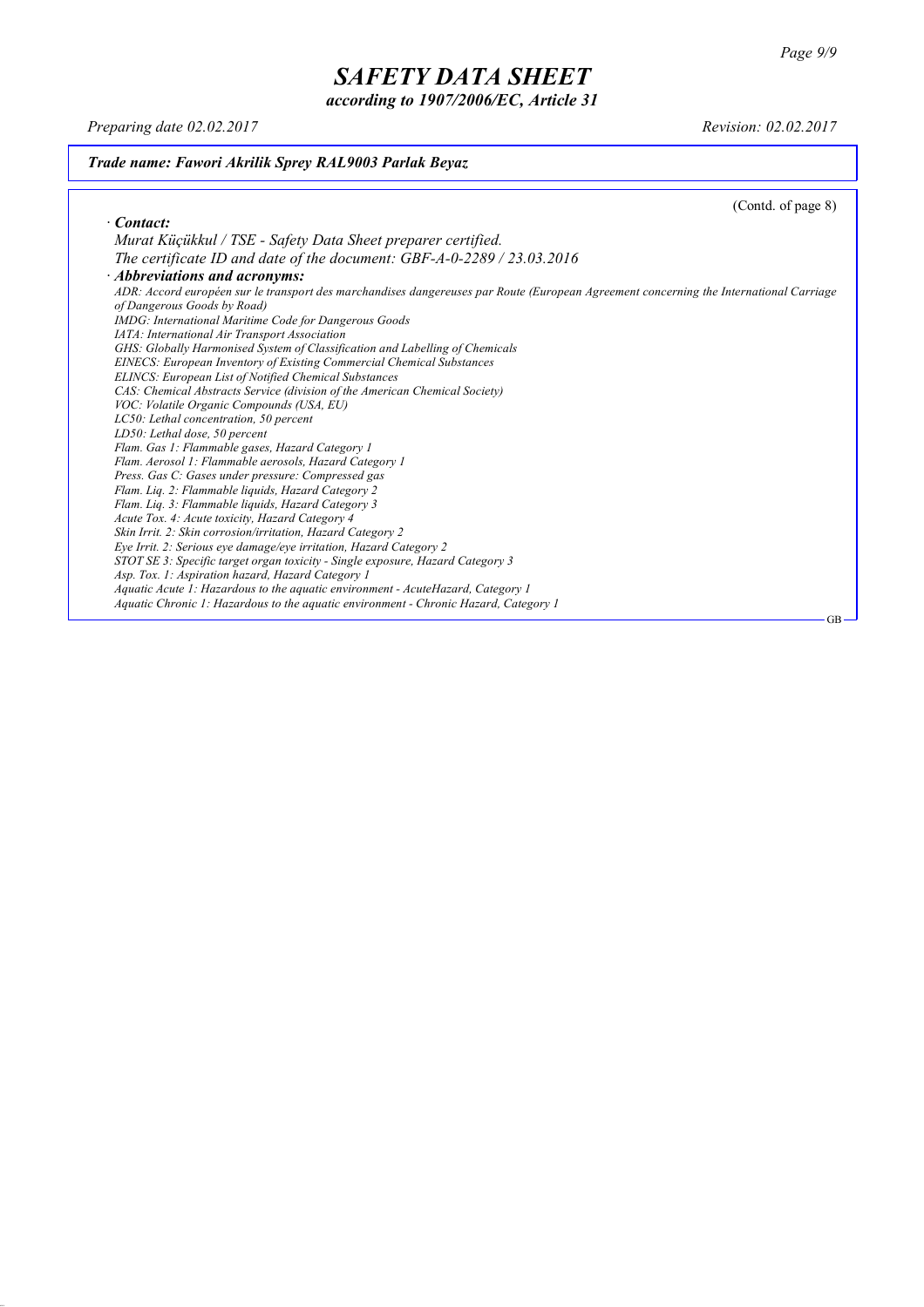(Contd. of page 8)

· **Contact:**

*Murat Küçükkul / TSE - Safety Data Sheet preparer certified.*
*The certificate ID and date of the document: GBF-A-0-2289 / 23.03.2016*

· **Abbreviations and acronyms:**

*ADR: Accord européen sur le transport des marchandises dangereuses par Route (European Agreement concerning the International Carriage of Dangerous Goods by Road)*
*IMDG: International Maritime Code for Dangerous Goods*
*IATA: International Air Transport Association*
*GHS: Globally Harmonised System of Classification and Labelling of Chemicals*
*EINECS: European Inventory of Existing Commercial Chemical Substances*
*ELINCS: European List of Notified Chemical Substances*
*CAS: Chemical Abstracts Service (division of the American Chemical Society)*
*VOC: Volatile Organic Compounds (USA, EU)*
*LC50: Lethal concentration, 50 percent*
*LD50: Lethal dose, 50 percent*
*Flam. Gas 1: Flammable gases, Hazard Category 1*
*Flam. Aerosol 1: Flammable aerosols, Hazard Category 1*
*Press. Gas C: Gases under pressure: Compressed gas*
*Flam. Liq. 2: Flammable liquids, Hazard Category 2*
*Flam. Liq. 3: Flammable liquids, Hazard Category 3*
*Acute Tox. 4: Acute toxicity, Hazard Category 4*
*Skin Irrit. 2: Skin corrosion/irritation, Hazard Category 2*
*Eye Irrit. 2: Serious eye damage/eye irritation, Hazard Category 2*
*STOT SE 3: Specific target organ toxicity - Single exposure, Hazard Category 3*
*Asp. Tox. 1: Aspiration hazard, Hazard Category 1*
*Aquatic Acute 1: Hazardous to the aquatic environment - AcuteHazard, Category 1*
*Aquatic Chronic 1: Hazardous to the aquatic environment - Chronic Hazard, Category 1*